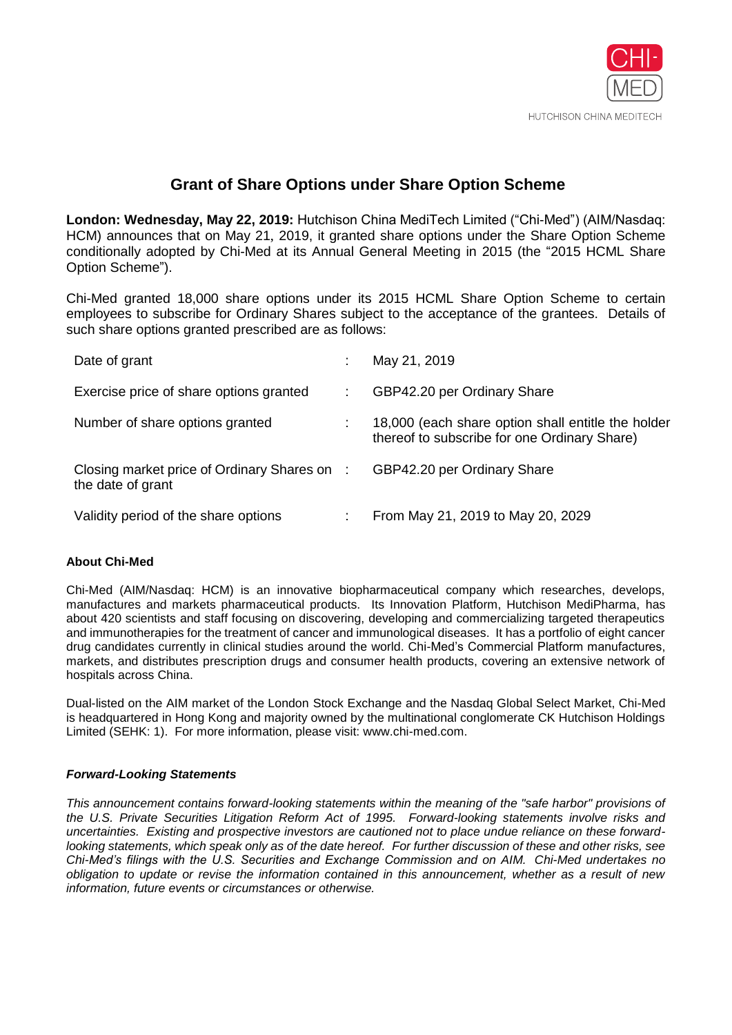CHI-MED

HUTCHISON CHINA MEDITECH

# Grant of Share Options under Share Option Scheme

**London: Wednesday, May 22, 2019:** Hutchison China MediTech Limited ("Chi-Med") (AIM/Nasdaq: HCM) announces that on May 21, 2019, it granted share options under the Share Option Scheme conditionally adopted by Chi-Med at its Annual General Meeting in 2015 (the "2015 HCML Share Option Scheme").

Chi-Med granted 18,000 share options under its 2015 HCML Share Option Scheme to certain employees to subscribe for Ordinary Shares subject to the acceptance of the grantees. Details of such share options granted prescribed are as follows:

| | | |
|---|---|---|
| Date of grant | : | May 21, 2019 |
| Exercise price of share options granted | : | GBP42.20 per Ordinary Share |
| Number of share options granted | : | 18,000 (each share option shall entitle the holder thereof to subscribe for one Ordinary Share) |
| Closing market price of Ordinary Shares on the date of grant | : | GBP42.20 per Ordinary Share |
| Validity period of the share options | : | From May 21, 2019 to May 20, 2029 |

### About Chi-Med

Chi-Med (AIM/Nasdaq: HCM) is an innovative biopharmaceutical company which researches, develops, manufactures and markets pharmaceutical products. Its Innovation Platform, Hutchison MediPharma, has about 420 scientists and staff focusing on discovering, developing and commercializing targeted therapeutics and immunotherapies for the treatment of cancer and immunological diseases. It has a portfolio of eight cancer drug candidates currently in clinical studies around the world. Chi-Med's Commercial Platform manufactures, markets, and distributes prescription drugs and consumer health products, covering an extensive network of hospitals across China.

Dual-listed on the AIM market of the London Stock Exchange and the Nasdaq Global Select Market, Chi-Med is headquartered in Hong Kong and majority owned by the multinational conglomerate CK Hutchison Holdings Limited (SEHK: 1). For more information, please visit: www.chi-med.com.

### *Forward-Looking Statements*

*This announcement contains forward-looking statements within the meaning of the "safe harbor" provisions of the U.S. Private Securities Litigation Reform Act of 1995. Forward-looking statements involve risks and uncertainties. Existing and prospective investors are cautioned not to place undue reliance on these forward-looking statements, which speak only as of the date hereof. For further discussion of these and other risks, see Chi-Med's filings with the U.S. Securities and Exchange Commission and on AIM. Chi-Med undertakes no obligation to update or revise the information contained in this announcement, whether as a result of new information, future events or circumstances or otherwise.*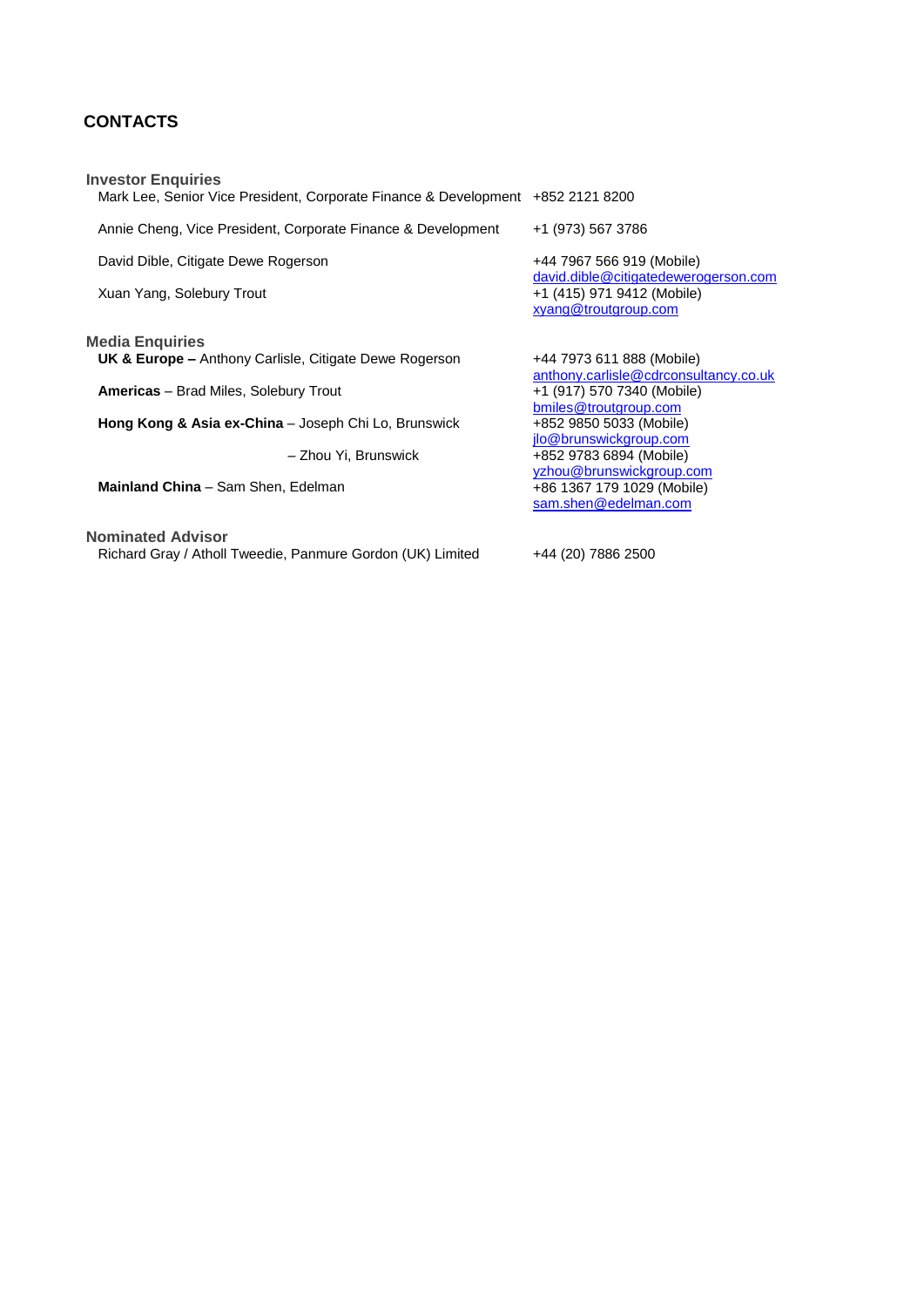## CONTACTS

### Investor Enquiries

| | |
|---|---|
| Mark Lee, Senior Vice President, Corporate Finance & Development | +852 2121 8200 |
| Annie Cheng, Vice President, Corporate Finance & Development | +1 (973) 567 3786 |
| David Dible, Citigate Dewe Rogerson | +44 7967 566 919 (Mobile)<br>david.dible@citigatedewerogerson.com |
| Xuan Yang, Solebury Trout | +1 (415) 971 9412 (Mobile)<br>xyang@troutgroup.com |

### Media Enquiries

| | |
|---|---|
| **UK & Europe –** Anthony Carlisle, Citigate Dewe Rogerson | +44 7973 611 888 (Mobile)<br>anthony.carlisle@cdrconsultancy.co.uk |
| **Americas** – Brad Miles, Solebury Trout | +1 (917) 570 7340 (Mobile)<br>bmiles@troutgroup.com |
| **Hong Kong & Asia ex-China** – Joseph Chi Lo, Brunswick | +852 9850 5033 (Mobile)<br>jlo@brunswickgroup.com |
| – Zhou Yi, Brunswick | +852 9783 6894 (Mobile)<br>yzhou@brunswickgroup.com |
| **Mainland China** – Sam Shen, Edelman | +86 1367 179 1029 (Mobile)<br>sam.shen@edelman.com |

### Nominated Advisor

| | |
|---|---|
| Richard Gray / Atholl Tweedie, Panmure Gordon (UK) Limited | +44 (20) 7886 2500 |